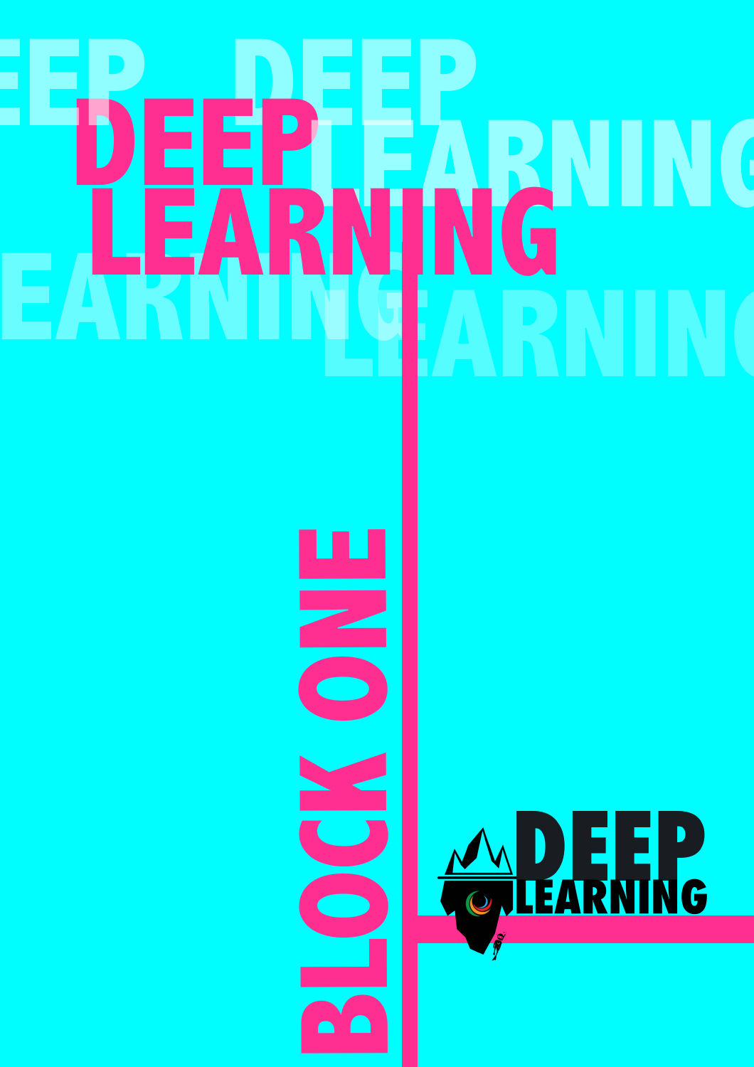# DEEP LEARNING

## BLOCK ONE

DEEP LEARNING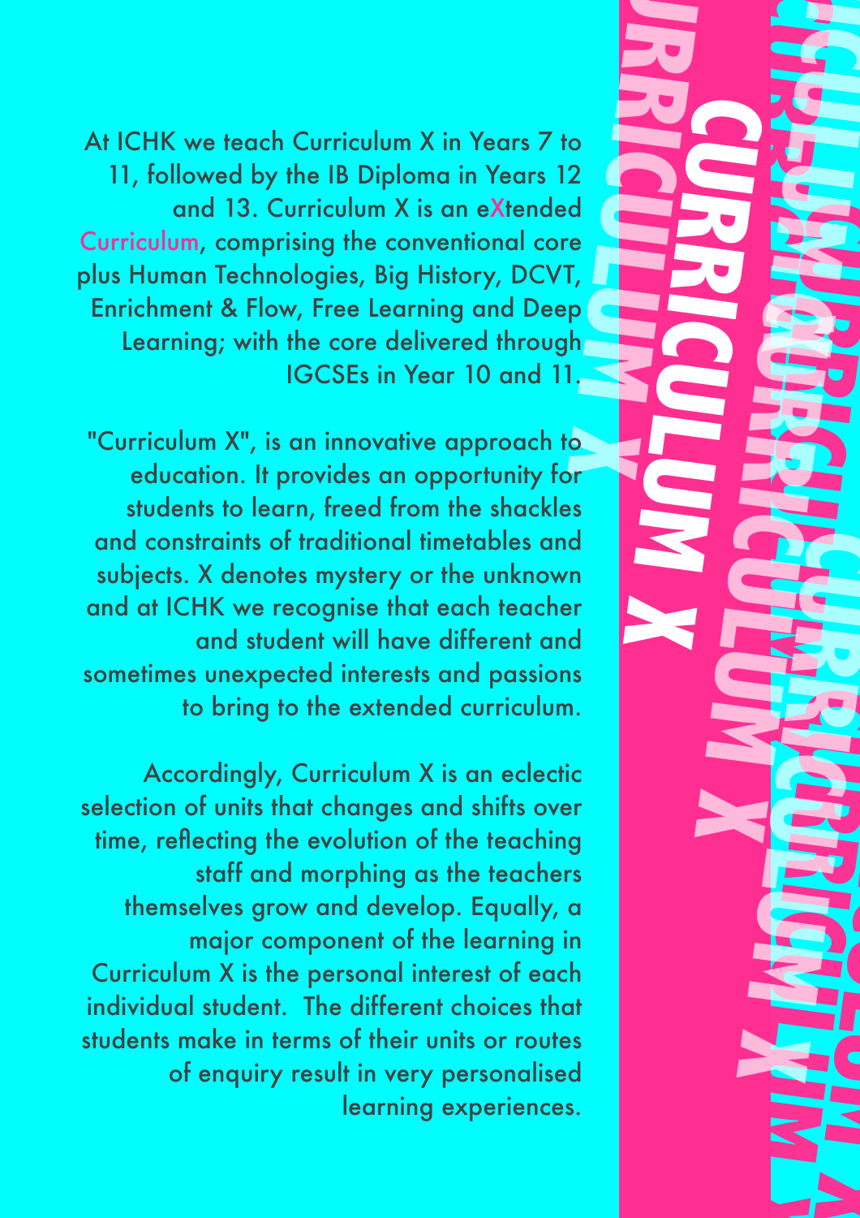At ICHK we teach Curriculum X in Years 7 to 11, followed by the IB Diploma in Years 12 and 13. Curriculum X is an eXtended Curriculum, comprising the conventional core plus Human Technologies, Big History, DCVT, Enrichment & Flow, Free Learning and Deep Learning; with the core delivered through IGCSEs in Year 10 and 11.

"Curriculum X", is an innovative approach to education. It provides an opportunity for students to learn, freed from the shackles and constraints of traditional timetables and subjects. X denotes mystery or the unknown and at ICHK we recognise that each teacher and student will have different and sometimes unexpected interests and passions to bring to the extended curriculum.

Accordingly, Curriculum X is an eclectic selection of units that changes and shifts over time, reflecting the evolution of the teaching staff and morphing as the teachers themselves grow and develop. Equally, a major component of the learning in Curriculum X is the personal interest of each individual student. The different choices that students make in terms of their units or routes of enquiry result in very personalised learning experiences.

CURRICULUM X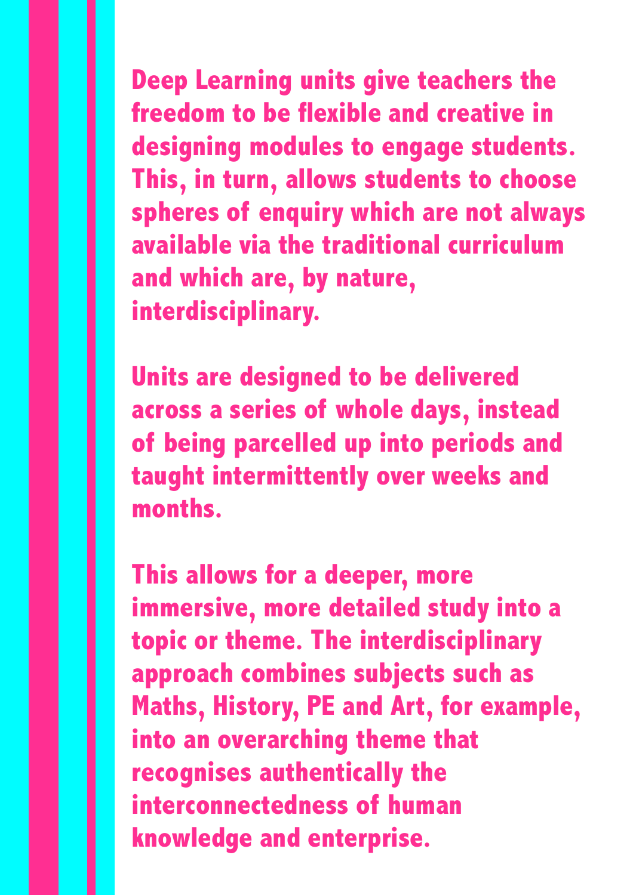**Deep Learning units give teachers the freedom to be flexible and creative in designing modules to engage students. This, in turn, allows students to choose spheres of enquiry which are not always available via the traditional curriculum and which are, by nature, interdisciplinary.**

**Units are designed to be delivered across a series of whole days, instead of being parcelled up into periods and taught intermittently over weeks and months.**

**This allows for a deeper, more immersive, more detailed study into a topic or theme. The interdisciplinary approach combines subjects such as Maths, History, PE and Art, for example, into an overarching theme that recognises authentically the interconnectedness of human knowledge and enterprise.**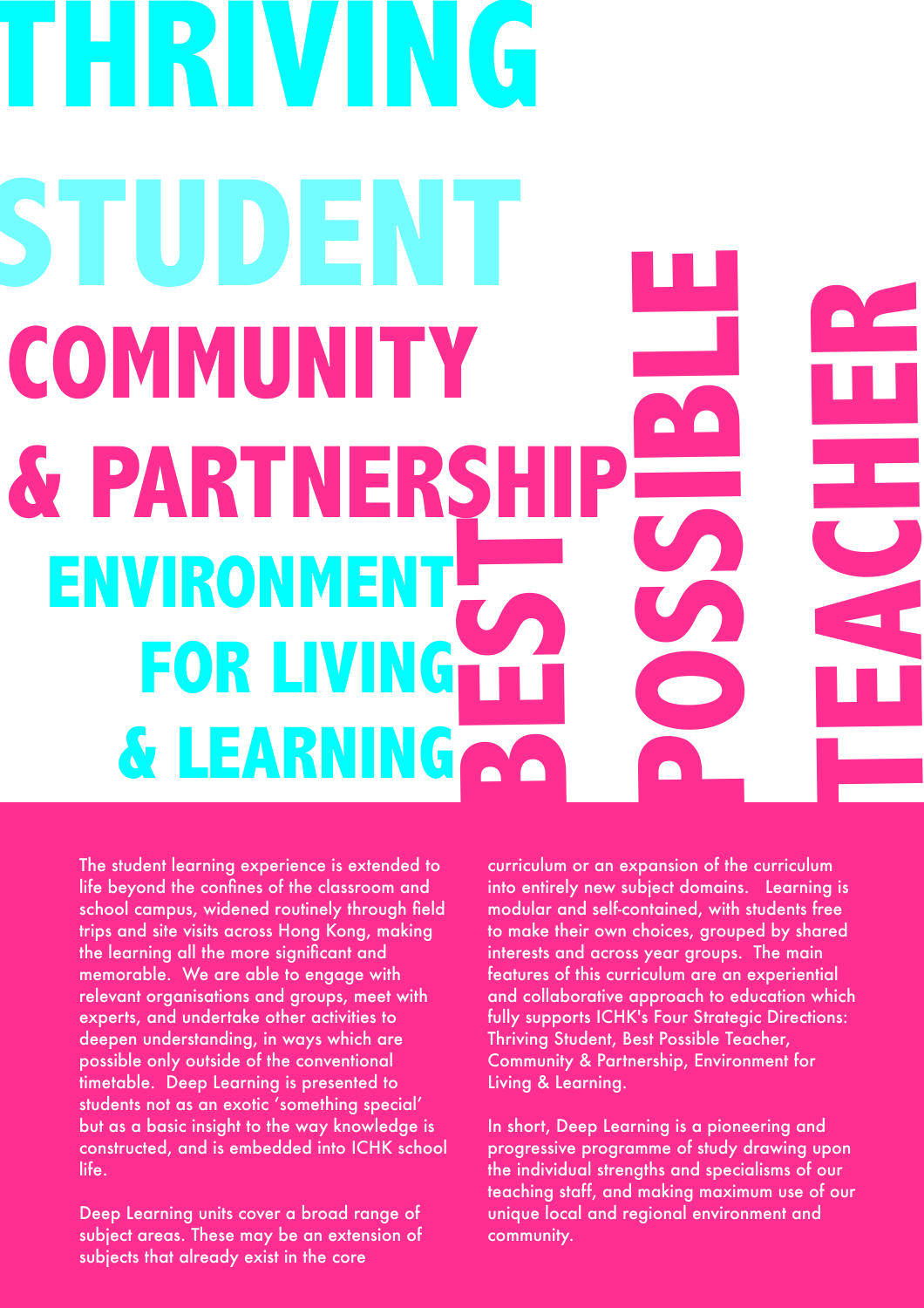# THRIVING STUDENT

# COMMUNITY & PARTNERSHIP

# ENVIRONMENT FOR LIVING & LEARNING

# BEST POSSIBLE TEACHER

The student learning experience is extended to life beyond the confines of the classroom and school campus, widened routinely through field trips and site visits across Hong Kong, making the learning all the more significant and memorable. We are able to engage with relevant organisations and groups, meet with experts, and undertake other activities to deepen understanding, in ways which are possible only outside of the conventional timetable. Deep Learning is presented to students not as an exotic 'something special' but as a basic insight to the way knowledge is constructed, and is embedded into ICHK school life.

Deep Learning units cover a broad range of subject areas. These may be an extension of subjects that already exist in the core curriculum or an expansion of the curriculum into entirely new subject domains. Learning is modular and self-contained, with students free to make their own choices, grouped by shared interests and across year groups. The main features of this curriculum are an experiential and collaborative approach to education which fully supports ICHK's Four Strategic Directions: Thriving Student, Best Possible Teacher, Community & Partnership, Environment for Living & Learning.

In short, Deep Learning is a pioneering and progressive programme of study drawing upon the individual strengths and specialisms of our teaching staff, and making maximum use of our unique local and regional environment and community.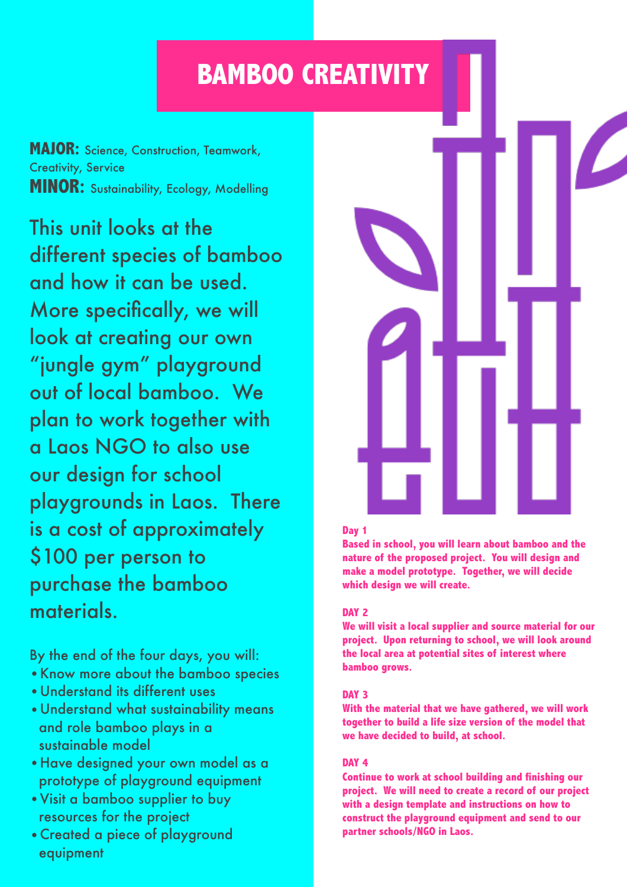# BAMBOO CREATIVITY

**MAJOR:** Science, Construction, Teamwork, Creativity, Service
**MINOR:** Sustainability, Ecology, Modelling

This unit looks at the different species of bamboo and how it can be used. More specifically, we will look at creating our own "jungle gym" playground out of local bamboo. We plan to work together with a Laos NGO to also use our design for school playgrounds in Laos. There is a cost of approximately $100 per person to purchase the bamboo materials.

By the end of the four days, you will:

- Know more about the bamboo species
- Understand its different uses
- Understand what sustainability means and role bamboo plays in a sustainable model
- Have designed your own model as a prototype of playground equipment
- Visit a bamboo supplier to buy resources for the project
- Created a piece of playground equipment

**Day 1**
**Based in school, you will learn about bamboo and the nature of the proposed project. You will design and make a model prototype. Together, we will decide which design we will create.**

**DAY 2**
**We will visit a local supplier and source material for our project. Upon returning to school, we will look around the local area at potential sites of interest where bamboo grows.**

**DAY 3**
**With the material that we have gathered, we will work together to build a life size version of the model that we have decided to build, at school.**

**DAY 4**
**Continue to work at school building and finishing our project. We will need to create a record of our project with a design template and instructions on how to construct the playground equipment and send to our partner schools/NGO in Laos.**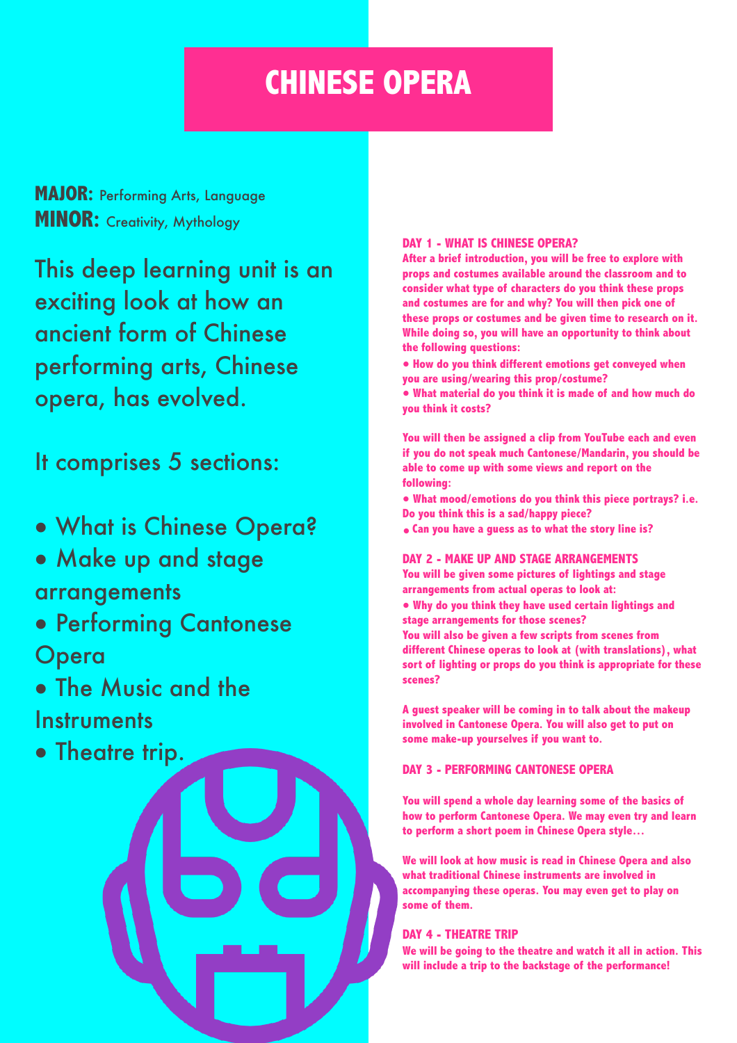# CHINESE OPERA

**MAJOR:** Performing Arts, Language
**MINOR:** Creativity, Mythology

This deep learning unit is an exciting look at how an ancient form of Chinese performing arts, Chinese opera, has evolved.

It comprises 5 sections:

- What is Chinese Opera?
- Make up and stage arrangements
- Performing Cantonese Opera
- The Music and the Instruments
- Theatre trip.

**DAY 1 - WHAT IS CHINESE OPERA?**

After a brief introduction, you will be free to explore with props and costumes available around the classroom and to consider what type of characters do you think these props and costumes are for and why? You will then pick one of these props or costumes and be given time to research on it. While doing so, you will have an opportunity to think about the following questions:

- How do you think different emotions get conveyed when you are using/wearing this prop/costume?
- What material do you think it is made of and how much do you think it costs?

You will then be assigned a clip from YouTube each and even if you do not speak much Cantonese/Mandarin, you should be able to come up with some views and report on the following:

- What mood/emotions do you think this piece portrays? i.e. Do you think this is a sad/happy piece?
- Can you have a guess as to what the story line is?

**DAY 2 - MAKE UP AND STAGE ARRANGEMENTS**

You will be given some pictures of lightings and stage arrangements from actual operas to look at:

- Why do you think they have used certain lightings and stage arrangements for those scenes?

You will also be given a few scripts from scenes from different Chinese operas to look at (with translations), what sort of lighting or props do you think is appropriate for these scenes?

A guest speaker will be coming in to talk about the makeup involved in Cantonese Opera. You will also get to put on some make-up yourselves if you want to.

**DAY 3 - PERFORMING CANTONESE OPERA**

You will spend a whole day learning some of the basics of how to perform Cantonese Opera. We may even try and learn to perform a short poem in Chinese Opera style…

We will look at how music is read in Chinese Opera and also what traditional Chinese instruments are involved in accompanying these operas. You may even get to play on some of them.

**DAY 4 - THEATRE TRIP**

We will be going to the theatre and watch it all in action. This will include a trip to the backstage of the performance!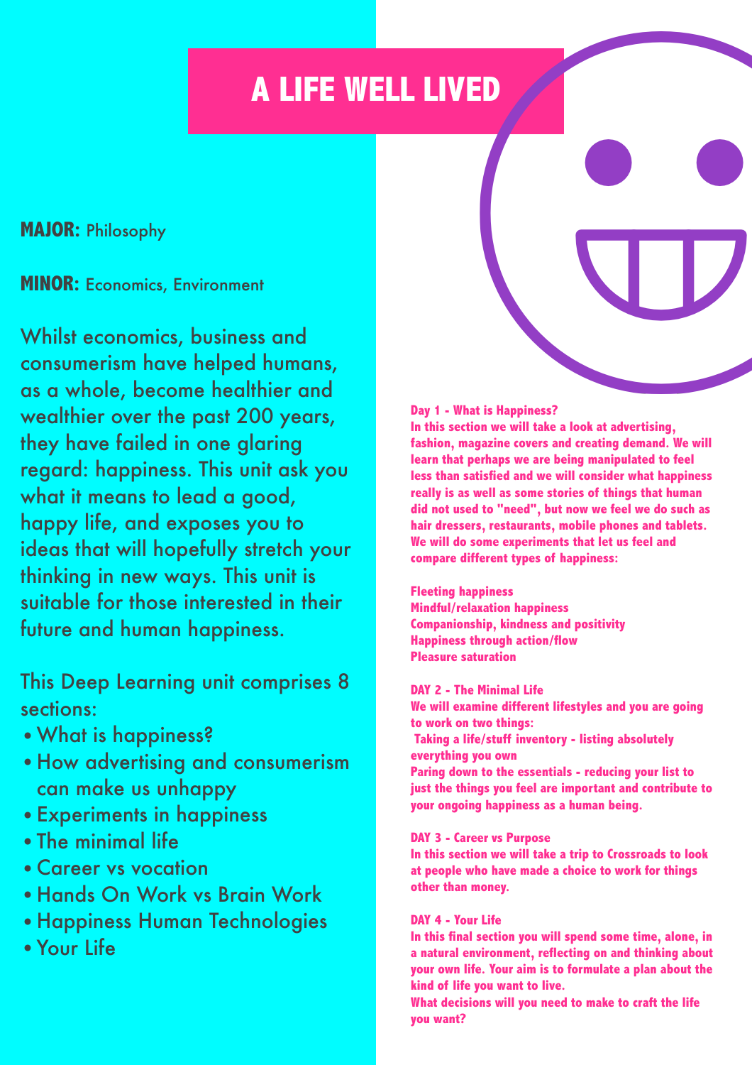# A LIFE WELL LIVED

**MAJOR:** Philosophy

**MINOR:** Economics, Environment

Whilst economics, business and consumerism have helped humans, as a whole, become healthier and wealthier over the past 200 years, they have failed in one glaring regard: happiness. This unit ask you what it means to lead a good, happy life, and exposes you to ideas that will hopefully stretch your thinking in new ways. This unit is suitable for those interested in their future and human happiness.

This Deep Learning unit comprises 8 sections:

- What is happiness?
- How advertising and consumerism can make us unhappy
- Experiments in happiness
- The minimal life
- Career vs vocation
- Hands On Work vs Brain Work
- Happiness Human Technologies
- Your Life

**Day 1 - What is Happiness?**

**In this section we will take a look at advertising, fashion, magazine covers and creating demand. We will learn that perhaps we are being manipulated to feel less than satisfied and we will consider what happiness really is as well as some stories of things that human did not used to "need", but now we feel we do such as hair dressers, restaurants, mobile phones and tablets. We will do some experiments that let us feel and compare different types of happiness:**

**Fleeting happiness**
**Mindful/relaxation happiness**
**Companionship, kindness and positivity**
**Happiness through action/flow**
**Pleasure saturation**

**DAY 2 - The Minimal Life**

**We will examine different lifestyles and you are going to work on two things:**
**Taking a life/stuff inventory - listing absolutely everything you own**
**Paring down to the essentials - reducing your list to just the things you feel are important and contribute to your ongoing happiness as a human being.**

**DAY 3 - Career vs Purpose**

**In this section we will take a trip to Crossroads to look at people who have made a choice to work for things other than money.**

**DAY 4 - Your Life**

**In this final section you will spend some time, alone, in a natural environment, reflecting on and thinking about your own life. Your aim is to formulate a plan about the kind of life you want to live.**
**What decisions will you need to make to craft the life you want?**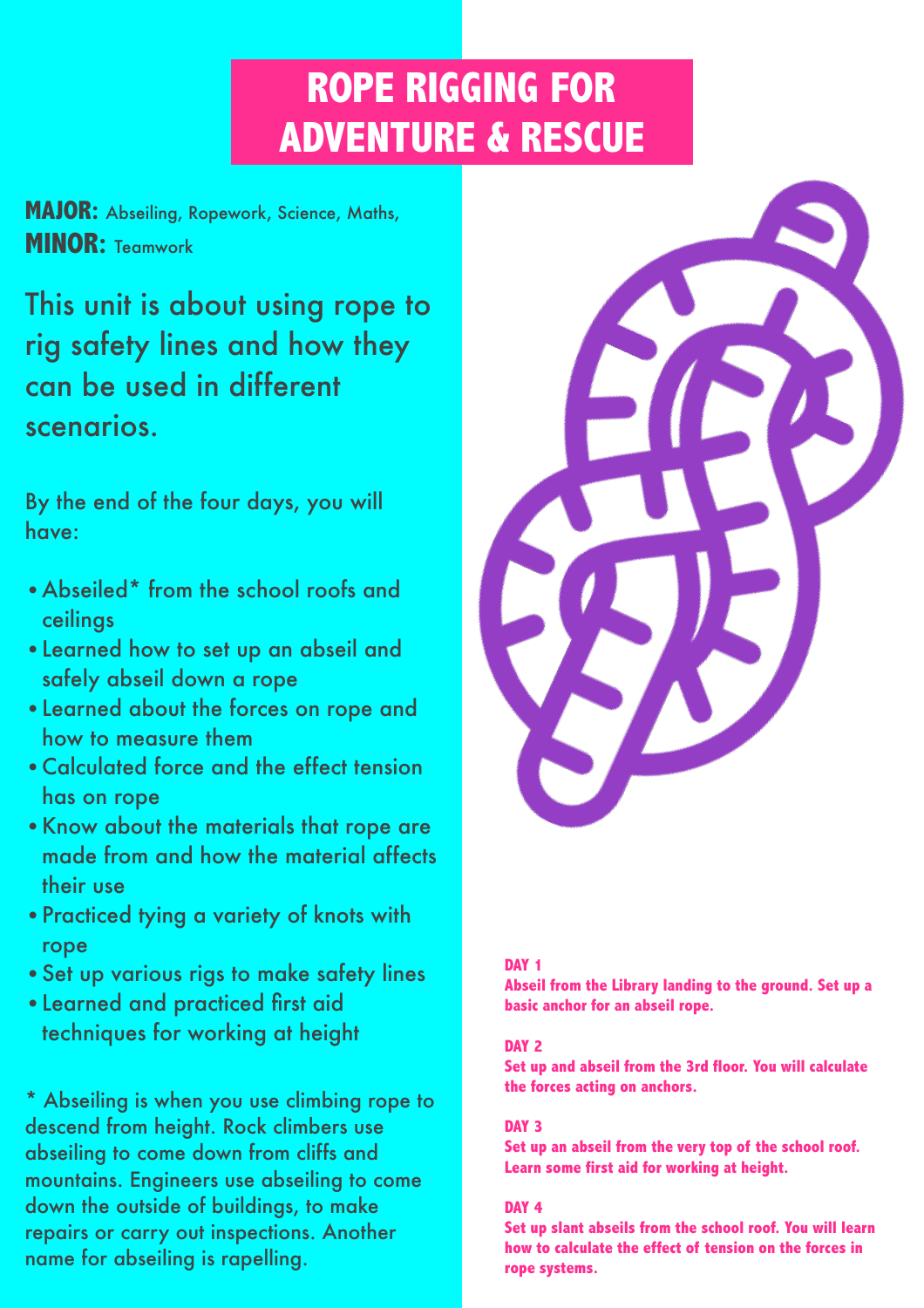# ROPE RIGGING FOR ADVENTURE & RESCUE

**MAJOR:** Abseiling, Ropework, Science, Maths,
**MINOR:** Teamwork

This unit is about using rope to rig safety lines and how they can be used in different scenarios.

By the end of the four days, you will have:

- Abseiled* from the school roofs and ceilings
- Learned how to set up an abseil and safely abseil down a rope
- Learned about the forces on rope and how to measure them
- Calculated force and the effect tension has on rope
- Know about the materials that rope are made from and how the material affects their use
- Practiced tying a variety of knots with rope
- Set up various rigs to make safety lines
- Learned and practiced first aid techniques for working at height

* Abseiling is when you use climbing rope to descend from height. Rock climbers use abseiling to come down from cliffs and mountains. Engineers use abseiling to come down the outside of buildings, to make repairs or carry out inspections. Another name for abseiling is rapelling.

**DAY 1**
**Abseil from the Library landing to the ground. Set up a basic anchor for an abseil rope.**

**DAY 2**
**Set up and abseil from the 3rd floor. You will calculate the forces acting on anchors.**

**DAY 3**
**Set up an abseil from the very top of the school roof. Learn some first aid for working at height.**

**DAY 4**
**Set up slant abseils from the school roof. You will learn how to calculate the effect of tension on the forces in rope systems.**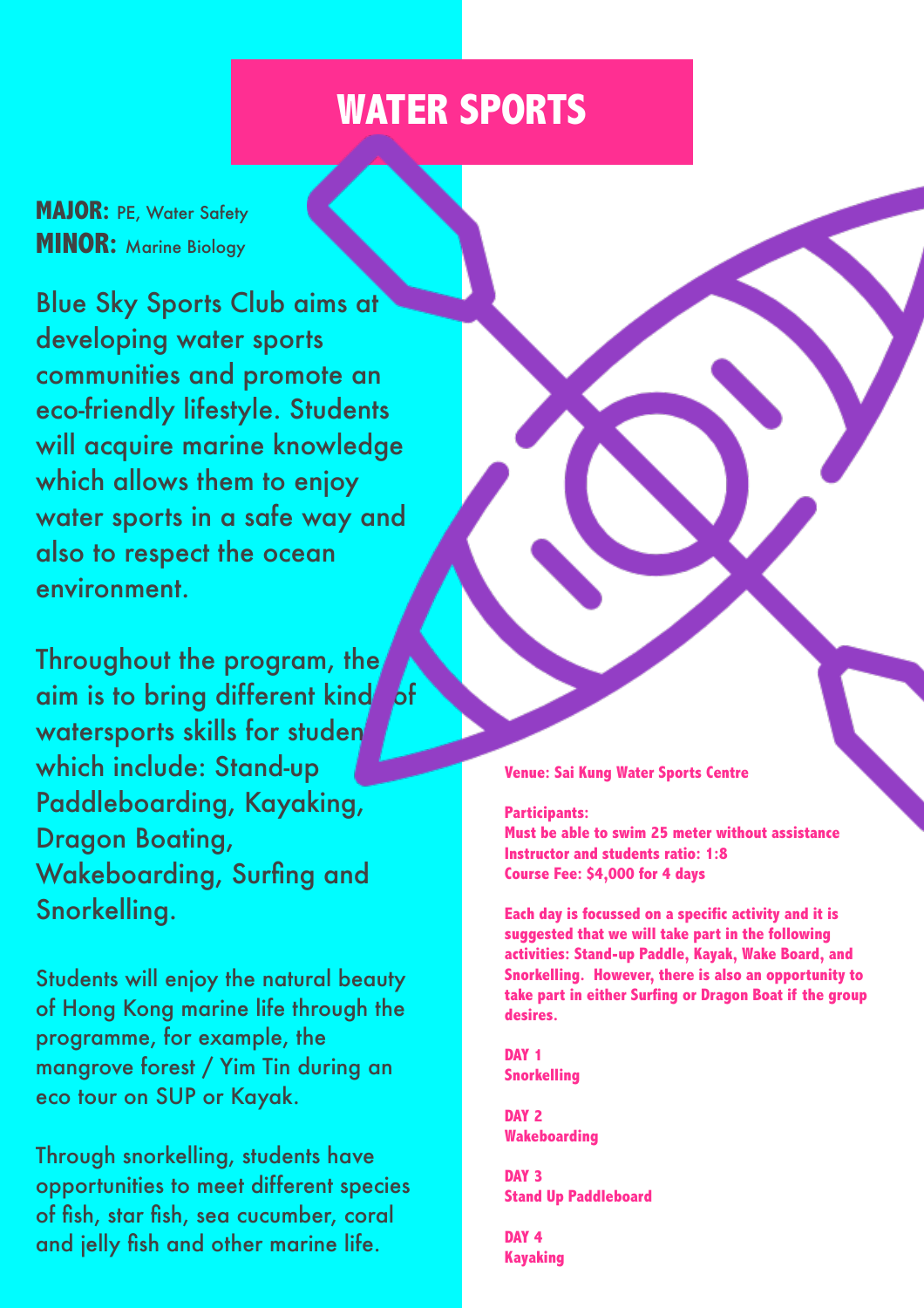# WATER SPORTS

**MAJOR:** PE, Water Safety
**MINOR:** Marine Biology

Blue Sky Sports Club aims at developing water sports communities and promote an eco-friendly lifestyle. Students will acquire marine knowledge which allows them to enjoy water sports in a safe way and also to respect the ocean environment.

Throughout the program, the aim is to bring different kinds of watersports skills for students which include: Stand-up Paddleboarding, Kayaking, Dragon Boating, Wakeboarding, Surfing and Snorkelling.

Students will enjoy the natural beauty of Hong Kong marine life through the programme, for example, the mangrove forest / Yim Tin during an eco tour on SUP or Kayak.

Through snorkelling, students have opportunities to meet different species of fish, star fish, sea cucumber, coral and jelly fish and other marine life.

**Venue: Sai Kung Water Sports Centre**

**Participants:**
**Must be able to swim 25 meter without assistance**
**Instructor and students ratio: 1:8**
**Course Fee: $4,000 for 4 days**

**Each day is focussed on a specific activity and it is suggested that we will take part in the following activities: Stand-up Paddle, Kayak, Wake Board, and Snorkelling. However, there is also an opportunity to take part in either Surfing or Dragon Boat if the group desires.**

**DAY 1**
**Snorkelling**

**DAY 2**
**Wakeboarding**

**DAY 3**
**Stand Up Paddleboard**

**DAY 4**
**Kayaking**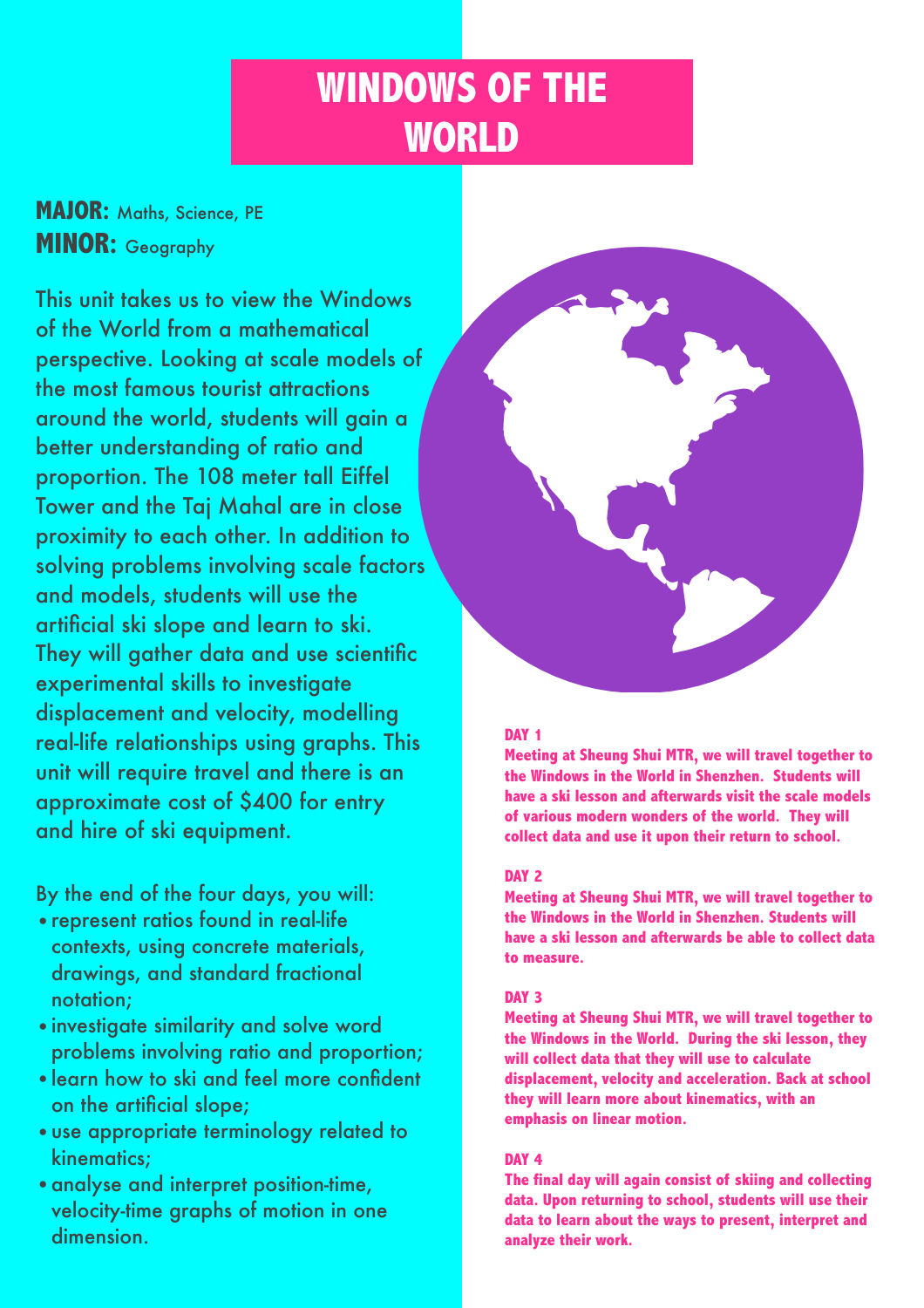# WINDOWS OF THE WORLD

**MAJOR:** Maths, Science, PE
**MINOR:** Geography

This unit takes us to view the Windows of the World from a mathematical perspective. Looking at scale models of the most famous tourist attractions around the world, students will gain a better understanding of ratio and proportion. The 108 meter tall Eiffel Tower and the Taj Mahal are in close proximity to each other. In addition to solving problems involving scale factors and models, students will use the artificial ski slope and learn to ski. They will gather data and use scientific experimental skills to investigate displacement and velocity, modelling real-life relationships using graphs. This unit will require travel and there is an approximate cost of $400 for entry and hire of ski equipment.

By the end of the four days, you will:

- represent ratios found in real-life contexts, using concrete materials, drawings, and standard fractional notation;
- investigate similarity and solve word problems involving ratio and proportion;
- learn how to ski and feel more confident on the artificial slope;
- use appropriate terminology related to kinematics;
- analyse and interpret position-time, velocity-time graphs of motion in one dimension.

**DAY 1**

**Meeting at Sheung Shui MTR, we will travel together to the Windows in the World in Shenzhen. Students will have a ski lesson and afterwards visit the scale models of various modern wonders of the world. They will collect data and use it upon their return to school.**

**DAY 2**

**Meeting at Sheung Shui MTR, we will travel together to the Windows in the World in Shenzhen. Students will have a ski lesson and afterwards be able to collect data to measure.**

**DAY 3**

**Meeting at Sheung Shui MTR, we will travel together to the Windows in the World. During the ski lesson, they will collect data that they will use to calculate displacement, velocity and acceleration. Back at school they will learn more about kinematics, with an emphasis on linear motion.**

**DAY 4**

**The final day will again consist of skiing and collecting data. Upon returning to school, students will use their data to learn about the ways to present, interpret and analyze their work.**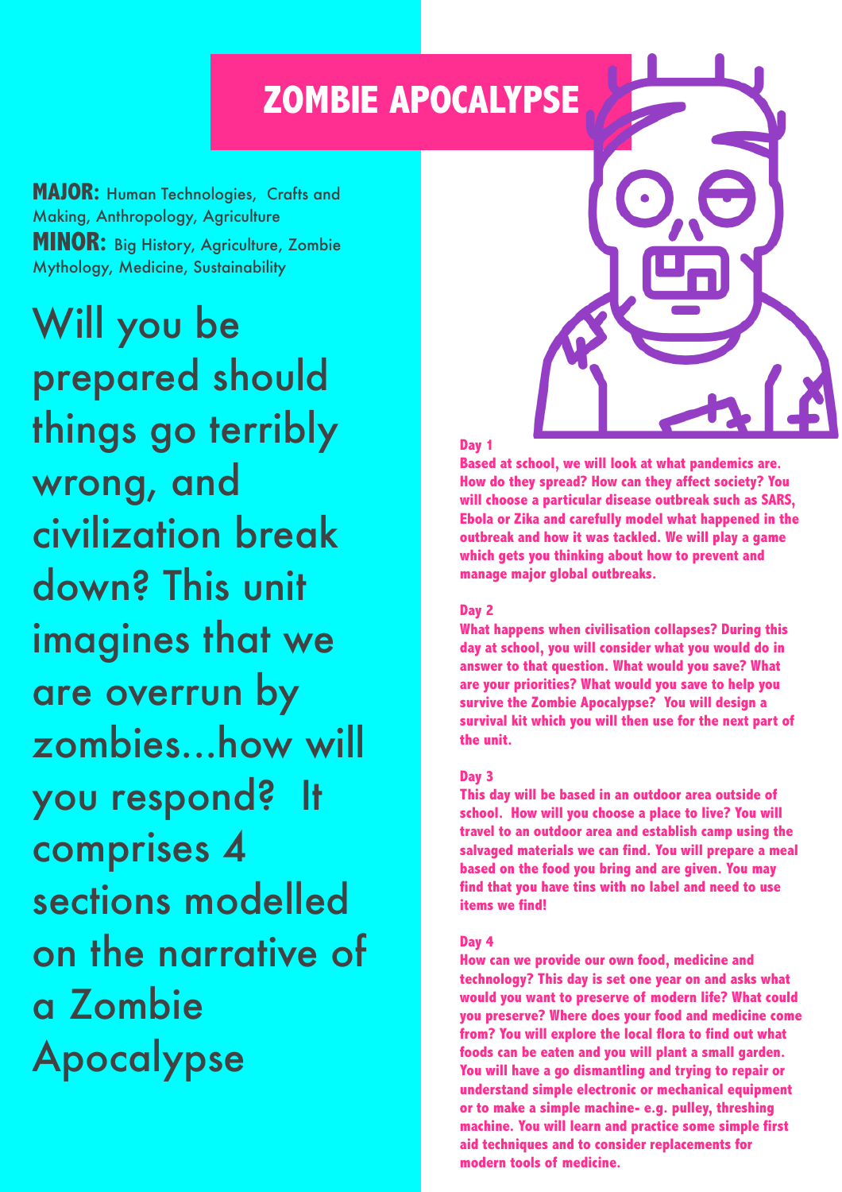# ZOMBIE APOCALYPSE

**MAJOR:** Human Technologies, Crafts and Making, Anthropology, Agriculture
**MINOR:** Big History, Agriculture, Zombie Mythology, Medicine, Sustainability

Will you be prepared should things go terribly wrong, and civilization break down? This unit imagines that we are overrun by zombies...how will you respond? It comprises 4 sections modelled on the narrative of a Zombie Apocalypse

**Day 1**

**Based at school, we will look at what pandemics are. How do they spread? How can they affect society? You will choose a particular disease outbreak such as SARS, Ebola or Zika and carefully model what happened in the outbreak and how it was tackled. We will play a game which gets you thinking about how to prevent and manage major global outbreaks.**

**Day 2**

**What happens when civilisation collapses? During this day at school, you will consider what you would do in answer to that question. What would you save? What are your priorities? What would you save to help you survive the Zombie Apocalypse? You will design a survival kit which you will then use for the next part of the unit.**

**Day 3**

**This day will be based in an outdoor area outside of school. How will you choose a place to live? You will travel to an outdoor area and establish camp using the salvaged materials we can find. You will prepare a meal based on the food you bring and are given. You may find that you have tins with no label and need to use items we find!**

**Day 4**

**How can we provide our own food, medicine and technology? This day is set one year on and asks what would you want to preserve of modern life? What could you preserve? Where does your food and medicine come from? You will explore the local flora to find out what foods can be eaten and you will plant a small garden. You will have a go dismantling and trying to repair or understand simple electronic or mechanical equipment or to make a simple machine- e.g. pulley, threshing machine. You will learn and practice some simple first aid techniques and to consider replacements for modern tools of medicine.**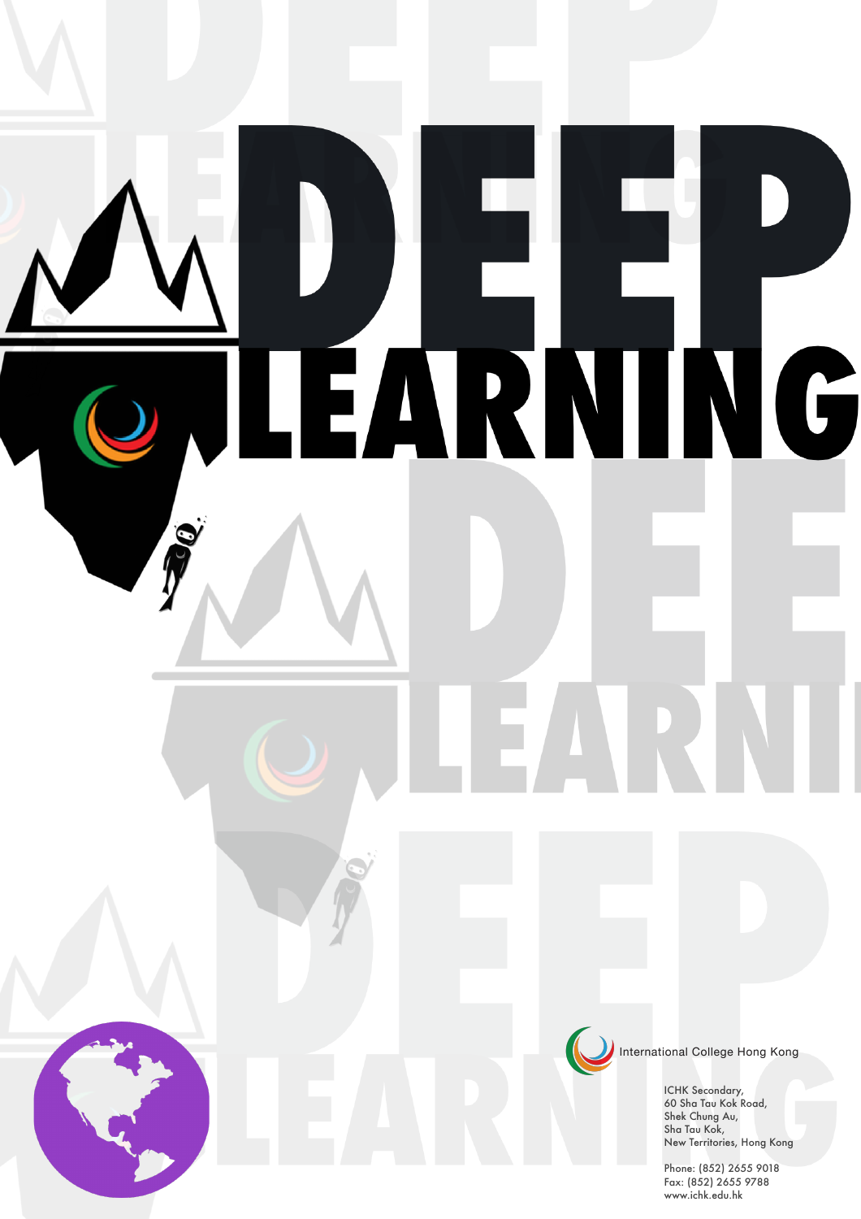# DEEP LEARNING

International College Hong Kong

ICHK Secondary,
60 Sha Tau Kok Road,
Shek Chung Au,
Sha Tau Kok,
New Territories, Hong Kong

Phone: (852) 2655 9018
Fax: (852) 2655 9788
www.ichk.edu.hk